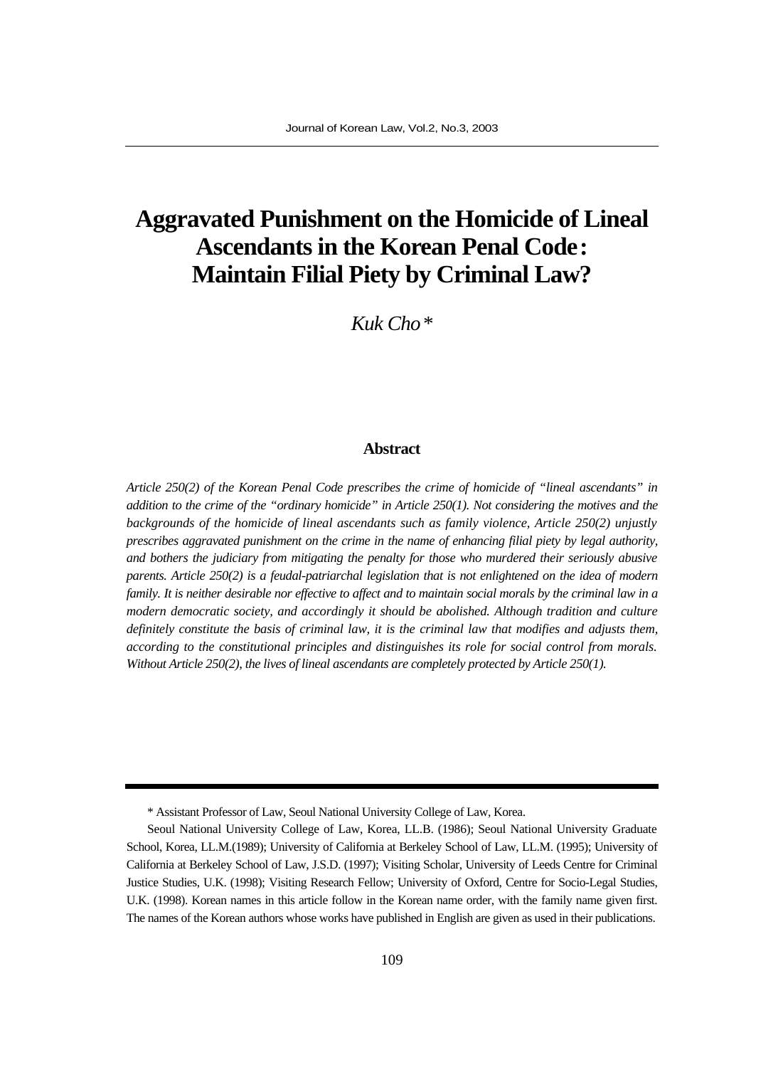# Aggravated Punishment on the Homicide of Lineal Ascendants in the Korean Penal Code: Maintain Filial Piety by Criminal Law?

*Kuk Cho\**

### Abstract

*Article 250(2) of the Korean Penal Code prescribes the crime of homicide of "lineal ascendants" in addition to the crime of the "ordinary homicide" in Article 250(1). Not considering the motives and the backgrounds of the homicide of lineal ascendants such as family violence, Article 250(2) unjustly prescribes aggravated punishment on the crime in the name of enhancing filial piety by legal authority, and bothers the judiciary from mitigating the penalty for those who murdered their seriously abusive parents. Article 250(2) is a feudal-patriarchal legislation that is not enlightened on the idea of modern family. It is neither desirable nor effective to affect and to maintain social morals by the criminal law in a modern democratic society, and accordingly it should be abolished. Although tradition and culture definitely constitute the basis of criminal law, it is the criminal law that modifies and adjusts them, according to the constitutional principles and distinguishes its role for social control from morals. Without Article 250(2), the lives of lineal ascendants are completely protected by Article 250(1).*

---

\* Assistant Professor of Law, Seoul National University College of Law, Korea.

Seoul National University College of Law, Korea, LL.B. (1986); Seoul National University Graduate School, Korea, LL.M.(1989); University of California at Berkeley School of Law, LL.M. (1995); University of California at Berkeley School of Law, J.S.D. (1997); Visiting Scholar, University of Leeds Centre for Criminal Justice Studies, U.K. (1998); Visiting Research Fellow; University of Oxford, Centre for Socio-Legal Studies, U.K. (1998). Korean names in this article follow in the Korean name order, with the family name given first. The names of the Korean authors whose works have published in English are given as used in their publications.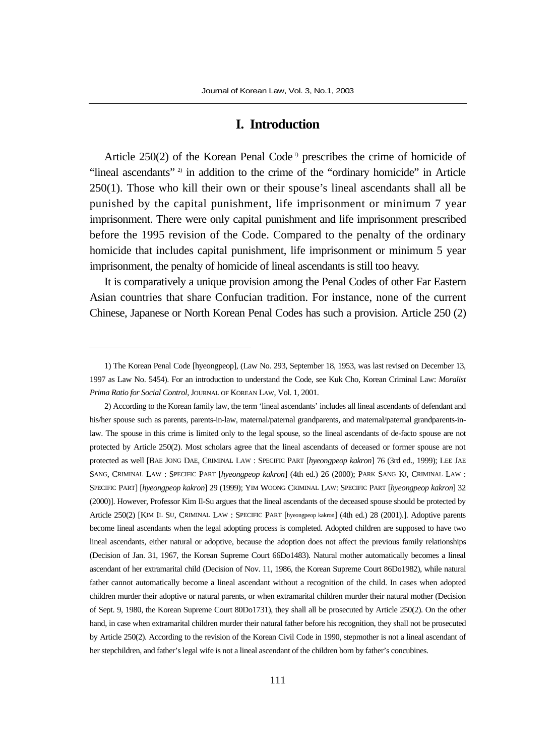# I. Introduction

Article 250(2) of the Korean Penal Code[1] prescribes the crime of homicide of "lineal ascendants"[2] in addition to the crime of the "ordinary homicide" in Article 250(1). Those who kill their own or their spouse's lineal ascendants shall all be punished by the capital punishment, life imprisonment or minimum 7 year imprisonment. There were only capital punishment and life imprisonment prescribed before the 1995 revision of the Code. Compared to the penalty of the ordinary homicide that includes capital punishment, life imprisonment or minimum 5 year imprisonment, the penalty of homicide of lineal ascendants is still too heavy.

It is comparatively a unique provision among the Penal Codes of other Far Eastern Asian countries that share Confucian tradition. For instance, none of the current Chinese, Japanese or North Korean Penal Codes has such a provision. Article 250 (2)

---

1) The Korean Penal Code [hyeongpeop], (Law No. 293, September 18, 1953, was last revised on December 13, 1997 as Law No. 5454). For an introduction to understand the Code, see Kuk Cho, Korean Criminal Law: *Moralist Prima Ratio for Social Control*, JOURNAL OF KOREAN LAW, Vol. 1, 2001.

2) According to the Korean family law, the term 'lineal ascendants' includes all lineal ascendants of defendant and his/her spouse such as parents, parents-in-law, maternal/paternal grandparents, and maternal/paternal grandparents-in-law. The spouse in this crime is limited only to the legal spouse, so the lineal ascendants of de-facto spouse are not protected by Article 250(2). Most scholars agree that the lineal ascendants of deceased or former spouse are not protected as well [BAE JONG DAE, CRIMINAL LAW : SPECIFIC PART [*hyeongpeop kakron*] 76 (3rd ed., 1999); LEE JAE SANG, CRIMINAL LAW : SPECIFIC PART [*hyeongpeop kakron*] (4th ed.) 26 (2000); PARK SANG KI, CRIMINAL LAW : SPECIFIC PART] [*hyeongpeop kakron*] 29 (1999); YIM WOONG CRIMINAL LAW: SPECIFIC PART [*hyeongpeop kakron*] 32 (2000)]. However, Professor Kim Il-Su argues that the lineal ascendants of the deceased spouse should be protected by Article 250(2) [KIM IL SU, CRIMINAL LAW : SPECIFIC PART [hyeongpeop kakron] (4th ed.) 28 (2001).]. Adoptive parents become lineal ascendants when the legal adopting process is completed. Adopted children are supposed to have two lineal ascendants, either natural or adoptive, because the adoption does not affect the previous family relationships (Decision of Jan. 31, 1967, the Korean Supreme Court 66Do1483). Natural mother automatically becomes a lineal ascendant of her extramarital child (Decision of Nov. 11, 1986, the Korean Supreme Court 86Do1982), while natural father cannot automatically become a lineal ascendant without a recognition of the child. In cases when adopted children murder their adoptive or natural parents, or when extramarital children murder their natural mother (Decision of Sept. 9, 1980, the Korean Supreme Court 80Do1731), they shall all be prosecuted by Article 250(2). On the other hand, in case when extramarital children murder their natural father before his recognition, they shall not be prosecuted by Article 250(2). According to the revision of the Korean Civil Code in 1990, stepmother is not a lineal ascendant of her stepchildren, and father's legal wife is not a lineal ascendant of the children born by father's concubines.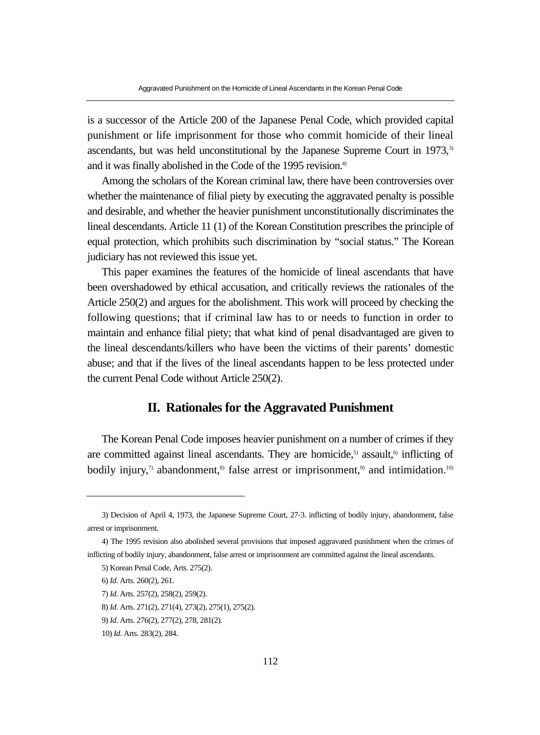is a successor of the Article 200 of the Japanese Penal Code, which provided capital punishment or life imprisonment for those who commit homicide of their lineal ascendants, but was held unconstitutional by the Japanese Supreme Court in 1973,[3] and it was finally abolished in the Code of the 1995 revision.[4]

Among the scholars of the Korean criminal law, there have been controversies over whether the maintenance of filial piety by executing the aggravated penalty is possible and desirable, and whether the heavier punishment unconstitutionally discriminates the lineal descendants. Article 11 (1) of the Korean Constitution prescribes the principle of equal protection, which prohibits such discrimination by "social status." The Korean judiciary has not reviewed this issue yet.

This paper examines the features of the homicide of lineal ascendants that have been overshadowed by ethical accusation, and critically reviews the rationales of the Article 250(2) and argues for the abolishment. This work will proceed by checking the following questions; that if criminal law has to or needs to function in order to maintain and enhance filial piety; that what kind of penal disadvantaged are given to the lineal descendants/killers who have been the victims of their parents' domestic abuse; and that if the lives of the lineal ascendants happen to be less protected under the current Penal Code without Article 250(2).

## II. Rationales for the Aggravated Punishment

The Korean Penal Code imposes heavier punishment on a number of crimes if they are committed against lineal ascendants. They are homicide,[5] assault,[6] inflicting of bodily injury,[7] abandonment,[8] false arrest or imprisonment,[9] and intimidation.[10]

---

3) Decision of April 4, 1973, the Japanese Supreme Court, 27-3. inflicting of bodily injury, abandonment, false arrest or imprisonment.

4) The 1995 revision also abolished several provisions that imposed aggravated punishment when the crimes of inflicting of bodily injury, abandonment, false arrest or imprisonment are committed against the lineal ascendants.

5) Korean Penal Code, Arts. 275(2).

6) *Id.* Arts. 260(2), 261.

7) *Id.* Arts. 257(2), 258(2), 259(2).

8) *Id.* Arts. 271(2), 271(4), 273(2), 275(1), 275(2).

9) *Id.* Arts. 276(2), 277(2), 278, 281(2).

10) *Id*. Arts. 283(2), 284.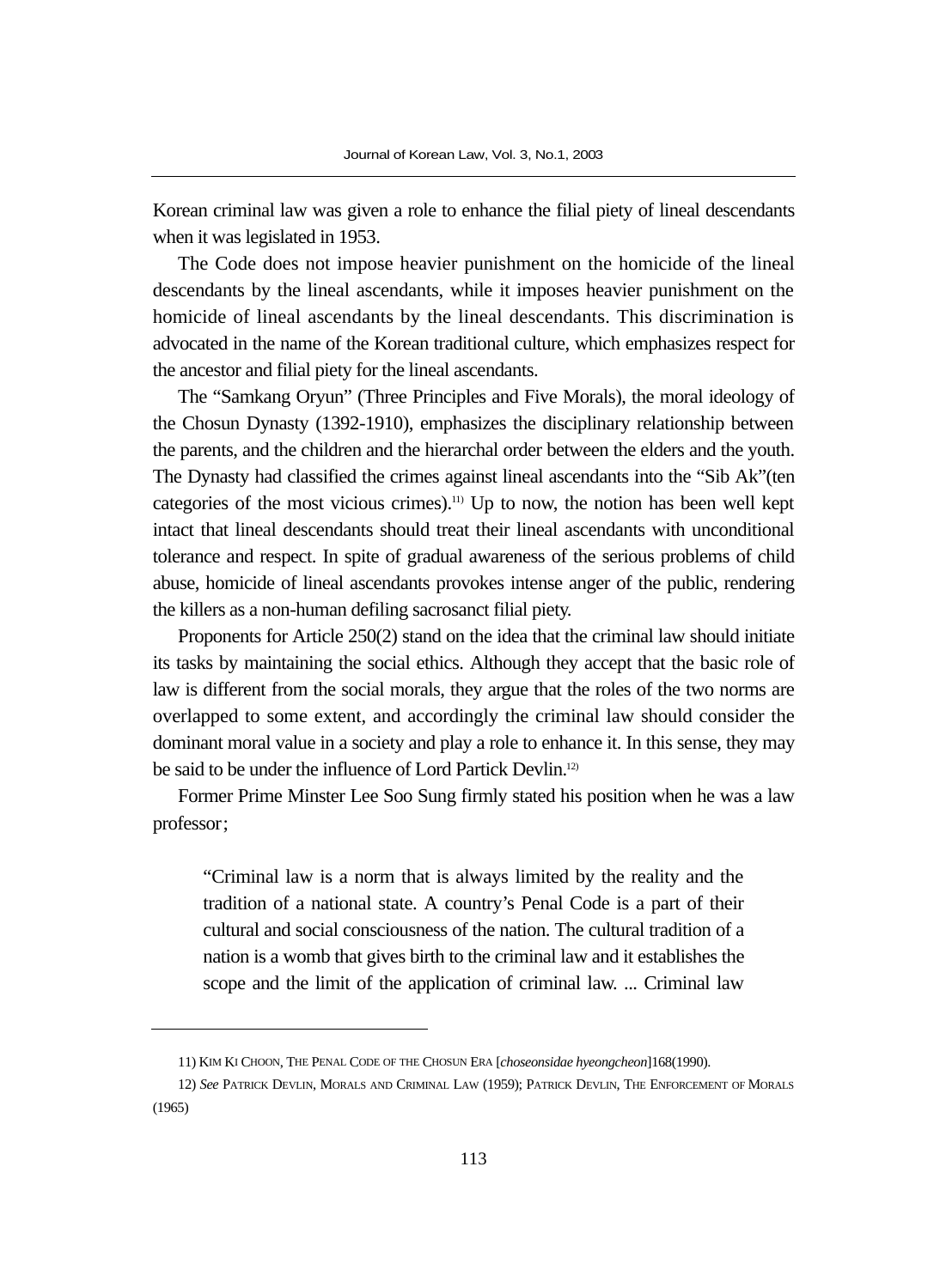Korean criminal law was given a role to enhance the filial piety of lineal descendants when it was legislated in 1953.

The Code does not impose heavier punishment on the homicide of the lineal descendants by the lineal ascendants, while it imposes heavier punishment on the homicide of lineal ascendants by the lineal descendants. This discrimination is advocated in the name of the Korean traditional culture, which emphasizes respect for the ancestor and filial piety for the lineal ascendants.

The "Samkang Oryun" (Three Principles and Five Morals), the moral ideology of the Chosun Dynasty (1392-1910), emphasizes the disciplinary relationship between the parents, and the children and the hierarchal order between the elders and the youth. The Dynasty had classified the crimes against lineal ascendants into the "Sib Ak"(ten categories of the most vicious crimes).[11] Up to now, the notion has been well kept intact that lineal descendants should treat their lineal ascendants with unconditional tolerance and respect. In spite of gradual awareness of the serious problems of child abuse, homicide of lineal ascendants provokes intense anger of the public, rendering the killers as a non-human defiling sacrosanct filial piety.

Proponents for Article 250(2) stand on the idea that the criminal law should initiate its tasks by maintaining the social ethics. Although they accept that the basic role of law is different from the social morals, they argue that the roles of the two norms are overlapped to some extent, and accordingly the criminal law should consider the dominant moral value in a society and play a role to enhance it. In this sense, they may be said to be under the influence of Lord Partick Devlin.[12]

Former Prime Minster Lee Soo Sung firmly stated his position when he was a law professor;

> "Criminal law is a norm that is always limited by the reality and the tradition of a national state. A country's Penal Code is a part of their cultural and social consciousness of the nation. The cultural tradition of a nation is a womb that gives birth to the criminal law and it establishes the scope and the limit of the application of criminal law. ... Criminal law

---

11) KIM KI CHOON, THE PENAL CODE OF THE CHOSUN ERA [*choseonsidae hyeongcheon*]168(1990).

12) *See* PATRICK DEVLIN, MORALS AND CRIMINAL LAW (1959); PATRICK DEVLIN, THE ENFORCEMENT OF MORALS (1965)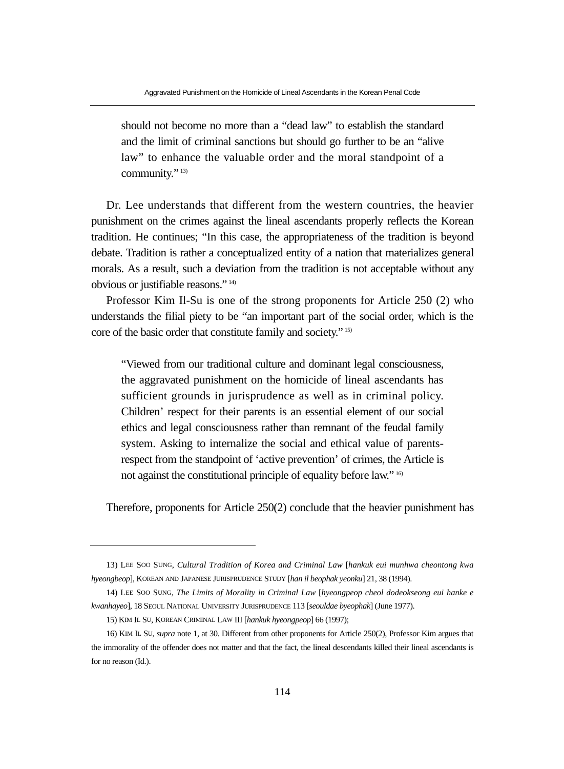> should not become no more than a "dead law" to establish the standard and the limit of criminal sanctions but should go further to be an "alive law" to enhance the valuable order and the moral standpoint of a community." [13)]

Dr. Lee understands that different from the western countries, the heavier punishment on the crimes against the lineal ascendants properly reflects the Korean tradition. He continues; "In this case, the appropriateness of the tradition is beyond debate. Tradition is rather a conceptualized entity of a nation that materializes general morals. As a result, such a deviation from the tradition is not acceptable without any obvious or justifiable reasons." [14)]

Professor Kim Il-Su is one of the strong proponents for Article 250 (2) who understands the filial piety to be "an important part of the social order, which is the core of the basic order that constitute family and society." [15)]

> "Viewed from our traditional culture and dominant legal consciousness, the aggravated punishment on the homicide of lineal ascendants has sufficient grounds in jurisprudence as well as in criminal policy. Children' respect for their parents is an essential element of our social ethics and legal consciousness rather than remnant of the feudal family system. Asking to internalize the social and ethical value of parents-respect from the standpoint of 'active prevention' of crimes, the Article is not against the constitutional principle of equality before law." [16)]

Therefore, proponents for Article 250(2) conclude that the heavier punishment has

---

13) LEE SOO SUNG, *Cultural Tradition of Korea and Criminal Law* [*hankuk eui munhwa cheontong kwa hyeongbeop*], KOREAN AND JAPANESE JURISPRUDENCE STUDY [*han il beophak yeonku*] 21, 38 (1994).

14) LEE SOO SUNG, *The Limits of Morality in Criminal Law* [*hyeongpeop cheol dodeokseong eui hanke e kwanhayeo*], 18 SEOUL NATIONAL UNIVERSITY JURISPRUDENCE 113 [*seouldae byeophak*] (June 1977).

15) KIM IL SU, KOREAN CRIMINAL LAW III [*hankuk hyeongpeop*] 66 (1997);

16) KIM IL SU, *supra* note 1, at 30. Different from other proponents for Article 250(2), Professor Kim argues that the immorality of the offender does not matter and that the fact, the lineal descendants killed their lineal ascendants is for no reason (Id.).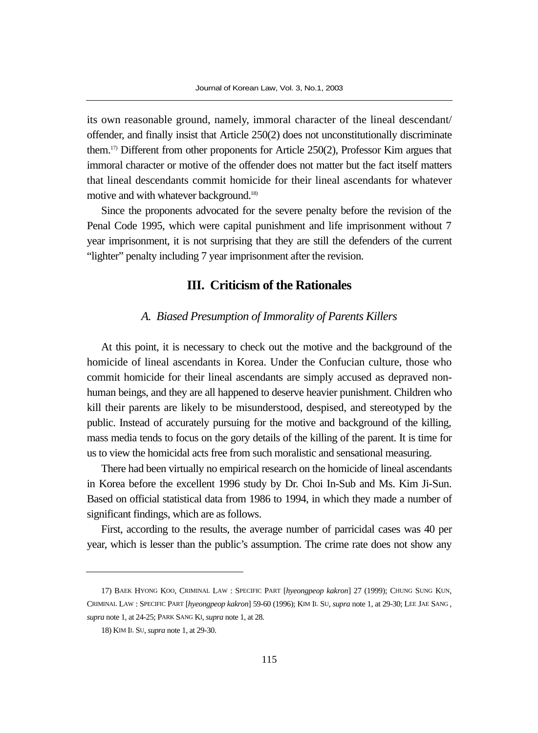its own reasonable ground, namely, immoral character of the lineal descendant/offender, and finally insist that Article 250(2) does not unconstitutionally discriminate them.[17] Different from other proponents for Article 250(2), Professor Kim argues that immoral character or motive of the offender does not matter but the fact itself matters that lineal descendants commit homicide for their lineal ascendants for whatever motive and with whatever background.[18]

Since the proponents advocated for the severe penalty before the revision of the Penal Code 1995, which were capital punishment and life imprisonment without 7 year imprisonment, it is not surprising that they are still the defenders of the current "lighter" penalty including 7 year imprisonment after the revision.

## III. Criticism of the Rationales

### *A. Biased Presumption of Immorality of Parents Killers*

At this point, it is necessary to check out the motive and the background of the homicide of lineal ascendants in Korea. Under the Confucian culture, those who commit homicide for their lineal ascendants are simply accused as depraved non-human beings, and they are all happened to deserve heavier punishment. Children who kill their parents are likely to be misunderstood, despised, and stereotyped by the public. Instead of accurately pursuing for the motive and background of the killing, mass media tends to focus on the gory details of the killing of the parent. It is time for us to view the homicidal acts free from such moralistic and sensational measuring.

There had been virtually no empirical research on the homicide of lineal ascendants in Korea before the excellent 1996 study by Dr. Choi In-Sub and Ms. Kim Ji-Sun. Based on official statistical data from 1986 to 1994, in which they made a number of significant findings, which are as follows.

First, according to the results, the average number of parricidal cases was 40 per year, which is lesser than the public's assumption. The crime rate does not show any

---

17) BAEK HYONG KOO, CRIMINAL LAW : SPECIFIC PART [*hyeongpeop kakron*] 27 (1999); CHUNG SUNG KUN, CRIMINAL LAW : SPECIFIC PART [*hyeongpeop kakron*] 59-60 (1996); KIM IL SU, *supra* note 1, at 29-30; LEE JAE SANG, *supra* note 1, at 24-25; PARK SANG KI, *supra* note 1, at 28.

18) KIM IL SU, *supra* note 1, at 29-30.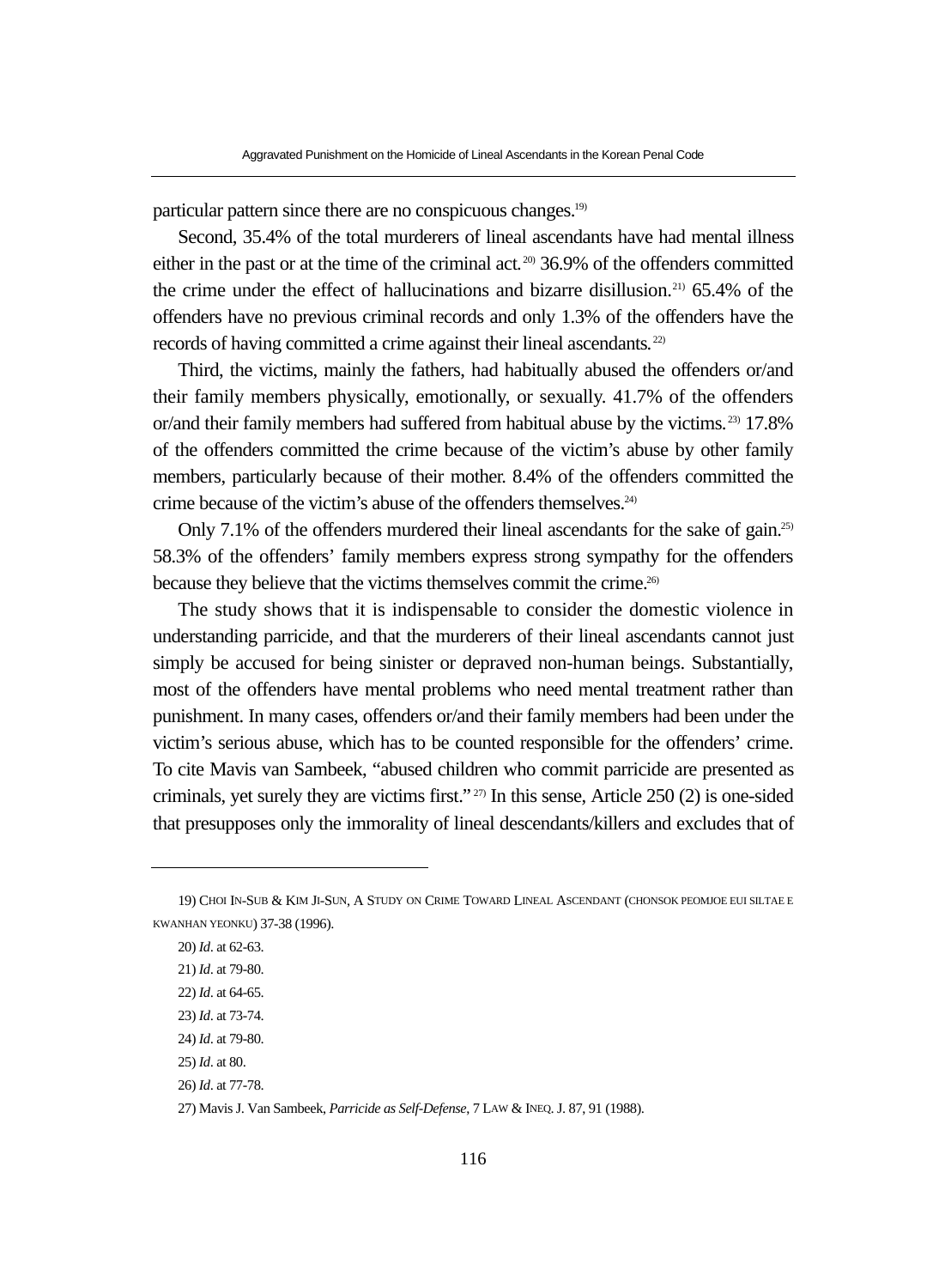particular pattern since there are no conspicuous changes.[19]

Second, 35.4% of the total murderers of lineal ascendants have had mental illness either in the past or at the time of the criminal act.[20] 36.9% of the offenders committed the crime under the effect of hallucinations and bizarre disillusion.[21] 65.4% of the offenders have no previous criminal records and only 1.3% of the offenders have the records of having committed a crime against their lineal ascendants.[22]

Third, the victims, mainly the fathers, had habitually abused the offenders or/and their family members physically, emotionally, or sexually. 41.7% of the offenders or/and their family members had suffered from habitual abuse by the victims.[23] 17.8% of the offenders committed the crime because of the victim's abuse by other family members, particularly because of their mother. 8.4% of the offenders committed the crime because of the victim's abuse of the offenders themselves.[24]

Only 7.1% of the offenders murdered their lineal ascendants for the sake of gain.[25] 58.3% of the offenders' family members express strong sympathy for the offenders because they believe that the victims themselves commit the crime.[26]

The study shows that it is indispensable to consider the domestic violence in understanding parricide, and that the murderers of their lineal ascendants cannot just simply be accused for being sinister or depraved non-human beings. Substantially, most of the offenders have mental problems who need mental treatment rather than punishment. In many cases, offenders or/and their family members had been under the victim's serious abuse, which has to be counted responsible for the offenders' crime. To cite Mavis van Sambeek, "abused children who commit parricide are presented as criminals, yet surely they are victims first."[27] In this sense, Article 250 (2) is one-sided that presupposes only the immorality of lineal descendants/killers and excludes that of

---

19) CHOI IN-SUB & KIM JI-SUN, A STUDY ON CRIME TOWARD LINEAL ASCENDANT (CHONSOK PEOMJOE EUI SILTAE E KWANHAN YEONKU) 37-38 (1996).

20) *Id*. at 62-63.

21) *Id*. at 79-80.

22) *Id*. at 64-65.

23) *Id*. at 73-74.

24) *Id*. at 79-80.

25) *Id*. at 80.

26) *Id*. at 77-78.

27) Mavis J. Van Sambeek, *Parricide as Self-Defense*, 7 LAW & INEQ. J. 87, 91 (1988).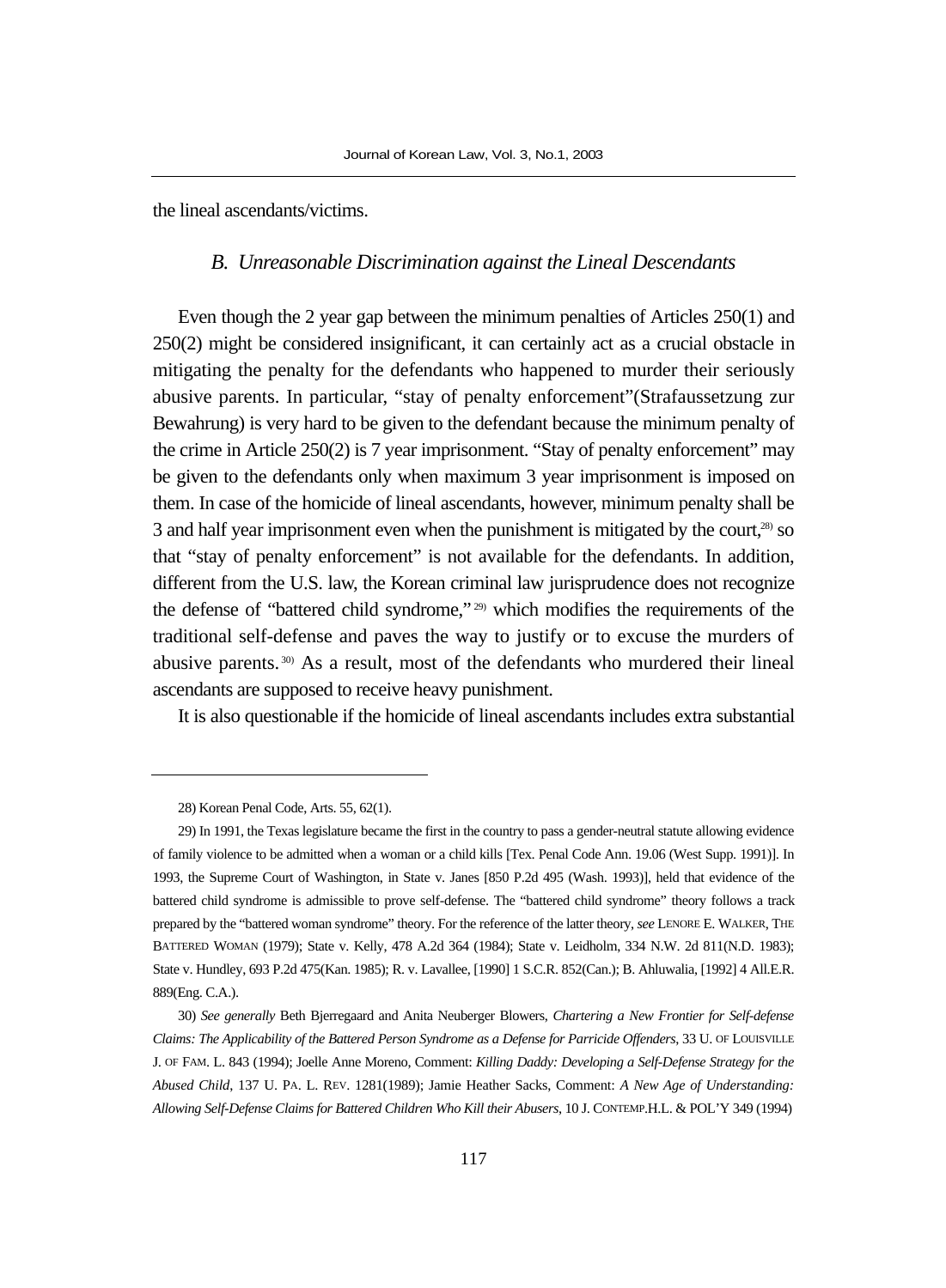the lineal ascendants/victims.

### *B. Unreasonable Discrimination against the Lineal Descendants*

Even though the 2 year gap between the minimum penalties of Articles 250(1) and 250(2) might be considered insignificant, it can certainly act as a crucial obstacle in mitigating the penalty for the defendants who happened to murder their seriously abusive parents. In particular, "stay of penalty enforcement"(Strafaussetzung zur Bewahrung) is very hard to be given to the defendant because the minimum penalty of the crime in Article 250(2) is 7 year imprisonment. "Stay of penalty enforcement" may be given to the defendants only when maximum 3 year imprisonment is imposed on them. In case of the homicide of lineal ascendants, however, minimum penalty shall be 3 and half year imprisonment even when the punishment is mitigated by the court,[28] so that "stay of penalty enforcement" is not available for the defendants. In addition, different from the U.S. law, the Korean criminal law jurisprudence does not recognize the defense of "battered child syndrome,"[29] which modifies the requirements of the traditional self-defense and paves the way to justify or to excuse the murders of abusive parents.[30] As a result, most of the defendants who murdered their lineal ascendants are supposed to receive heavy punishment.

It is also questionable if the homicide of lineal ascendants includes extra substantial

---

28) Korean Penal Code, Arts. 55, 62(1).

29) In 1991, the Texas legislature became the first in the country to pass a gender-neutral statute allowing evidence of family violence to be admitted when a woman or a child kills [Tex. Penal Code Ann. 19.06 (West Supp. 1991)]. In 1993, the Supreme Court of Washington, in State v. Janes [850 P.2d 495 (Wash. 1993)], held that evidence of the battered child syndrome is admissible to prove self-defense. The "battered child syndrome" theory follows a track prepared by the "battered woman syndrome" theory. For the reference of the latter theory, *see* LENORE E. WALKER, THE BATTERED WOMAN (1979); State v. Kelly, 478 A.2d 364 (1984); State v. Leidholm, 334 N.W. 2d 811(N.D. 1983); State v. Hundley, 693 P.2d 475(Kan. 1985); R. v. Lavallee, [1990] 1 S.C.R. 852(Can.); B. Ahluwalia, [1992] 4 All.E.R. 889(Eng. C.A.).

30) *See generally* Beth Bjerregaard and Anita Neuberger Blowers, *Chartering a New Frontier for Self-defense Claims: The Applicability of the Battered Person Syndrome as a Defense for Parricide Offenders*, 33 U. OF LOUISVILLE J. OF FAM. L. 843 (1994); Joelle Anne Moreno, Comment: *Killing Daddy: Developing a Self-Defense Strategy for the Abused Child*, 137 U. PA. L. REV. 1281(1989); Jamie Heather Sacks, Comment: *A New Age of Understanding: Allowing Self-Defense Claims for Battered Children Who Kill their Abusers*, 10 J. CONTEMP.H.L. & POL'Y 349 (1994)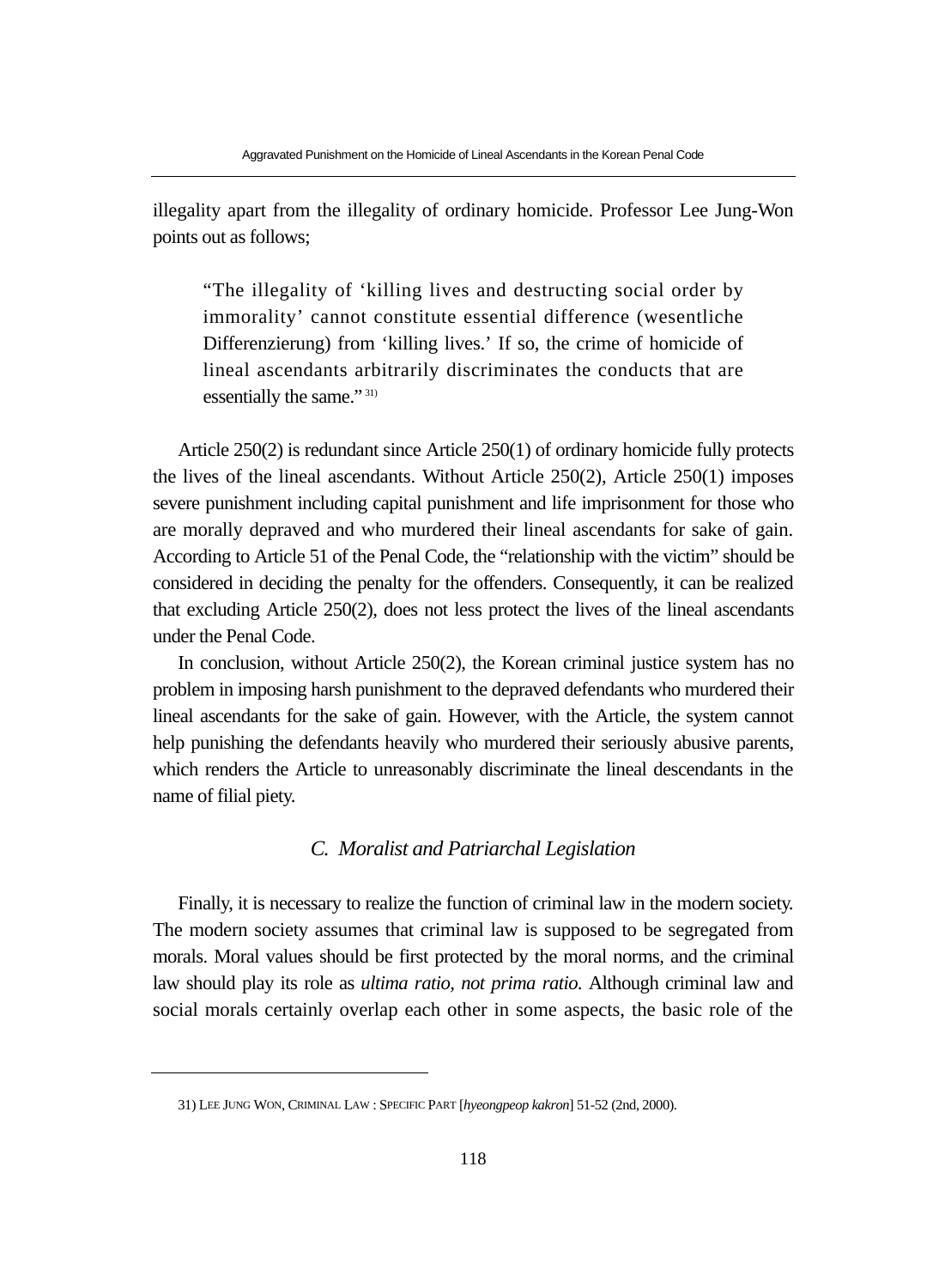illegality apart from the illegality of ordinary homicide. Professor Lee Jung-Won points out as follows;

> "The illegality of 'killing lives and destructing social order by immorality' cannot constitute essential difference (wesentliche Differenzierung) from 'killing lives.' If so, the crime of homicide of lineal ascendants arbitrarily discriminates the conducts that are essentially the same." [31]

Article 250(2) is redundant since Article 250(1) of ordinary homicide fully protects the lives of the lineal ascendants. Without Article 250(2), Article 250(1) imposes severe punishment including capital punishment and life imprisonment for those who are morally depraved and who murdered their lineal ascendants for sake of gain. According to Article 51 of the Penal Code, the "relationship with the victim" should be considered in deciding the penalty for the offenders. Consequently, it can be realized that excluding Article 250(2), does not less protect the lives of the lineal ascendants under the Penal Code.

In conclusion, without Article 250(2), the Korean criminal justice system has no problem in imposing harsh punishment to the depraved defendants who murdered their lineal ascendants for the sake of gain. However, with the Article, the system cannot help punishing the defendants heavily who murdered their seriously abusive parents, which renders the Article to unreasonably discriminate the lineal descendants in the name of filial piety.

### *C. Moralist and Patriarchal Legislation*

Finally, it is necessary to realize the function of criminal law in the modern society. The modern society assumes that criminal law is supposed to be segregated from morals. Moral values should be first protected by the moral norms, and the criminal law should play its role as *ultima ratio, not prima ratio.* Although criminal law and social morals certainly overlap each other in some aspects, the basic role of the

---

31) LEE JUNG WON, CRIMINAL LAW : SPECIFIC PART [*hyeongpeop kakron*] 51-52 (2nd, 2000).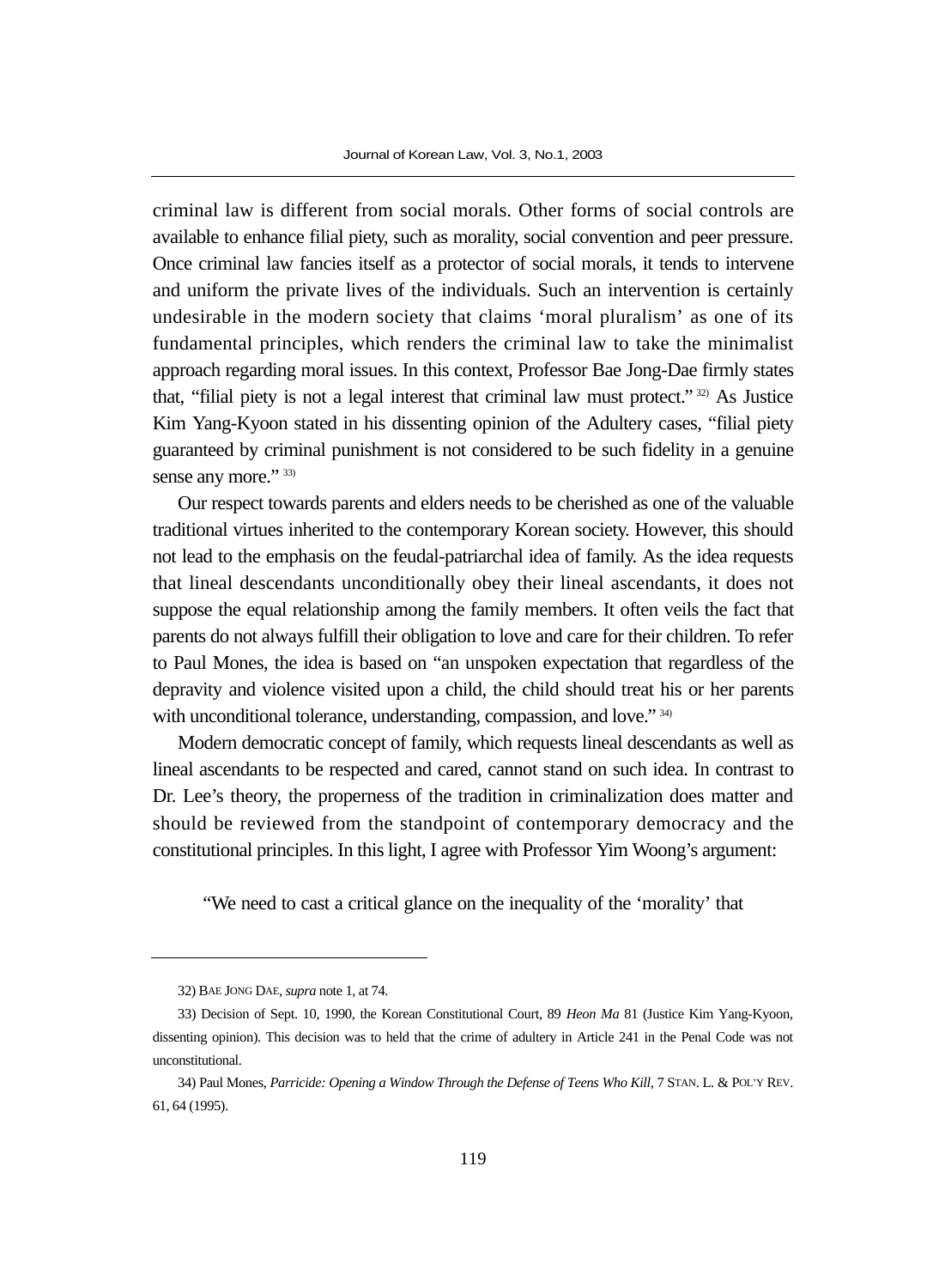criminal law is different from social morals. Other forms of social controls are available to enhance filial piety, such as morality, social convention and peer pressure. Once criminal law fancies itself as a protector of social morals, it tends to intervene and uniform the private lives of the individuals. Such an intervention is certainly undesirable in the modern society that claims 'moral pluralism' as one of its fundamental principles, which renders the criminal law to take the minimalist approach regarding moral issues. In this context, Professor Bae Jong-Dae firmly states that, "filial piety is not a legal interest that criminal law must protect." [32] As Justice Kim Yang-Kyoon stated in his dissenting opinion of the Adultery cases, "filial piety guaranteed by criminal punishment is not considered to be such fidelity in a genuine sense any more." [33]

Our respect towards parents and elders needs to be cherished as one of the valuable traditional virtues inherited to the contemporary Korean society. However, this should not lead to the emphasis on the feudal-patriarchal idea of family. As the idea requests that lineal descendants unconditionally obey their lineal ascendants, it does not suppose the equal relationship among the family members. It often veils the fact that parents do not always fulfill their obligation to love and care for their children. To refer to Paul Mones, the idea is based on "an unspoken expectation that regardless of the depravity and violence visited upon a child, the child should treat his or her parents with unconditional tolerance, understanding, compassion, and love." [34]

Modern democratic concept of family, which requests lineal descendants as well as lineal ascendants to be respected and cared, cannot stand on such idea. In contrast to Dr. Lee's theory, the properness of the tradition in criminalization does matter and should be reviewed from the standpoint of contemporary democracy and the constitutional principles. In this light, I agree with Professor Yim Woong's argument:

> "We need to cast a critical glance on the inequality of the 'morality' that

---

32) BAE JONG DAE, *supra* note 1, at 74.

33) Decision of Sept. 10, 1990, the Korean Constitutional Court, 89 *Heon Ma* 81 (Justice Kim Yang-Kyoon, dissenting opinion). This decision was to held that the crime of adultery in Article 241 in the Penal Code was not unconstitutional.

34) Paul Mones, *Parricide: Opening a Window Through the Defense of Teens Who Kill*, 7 STAN. L. & POL'Y REV. 61, 64 (1995).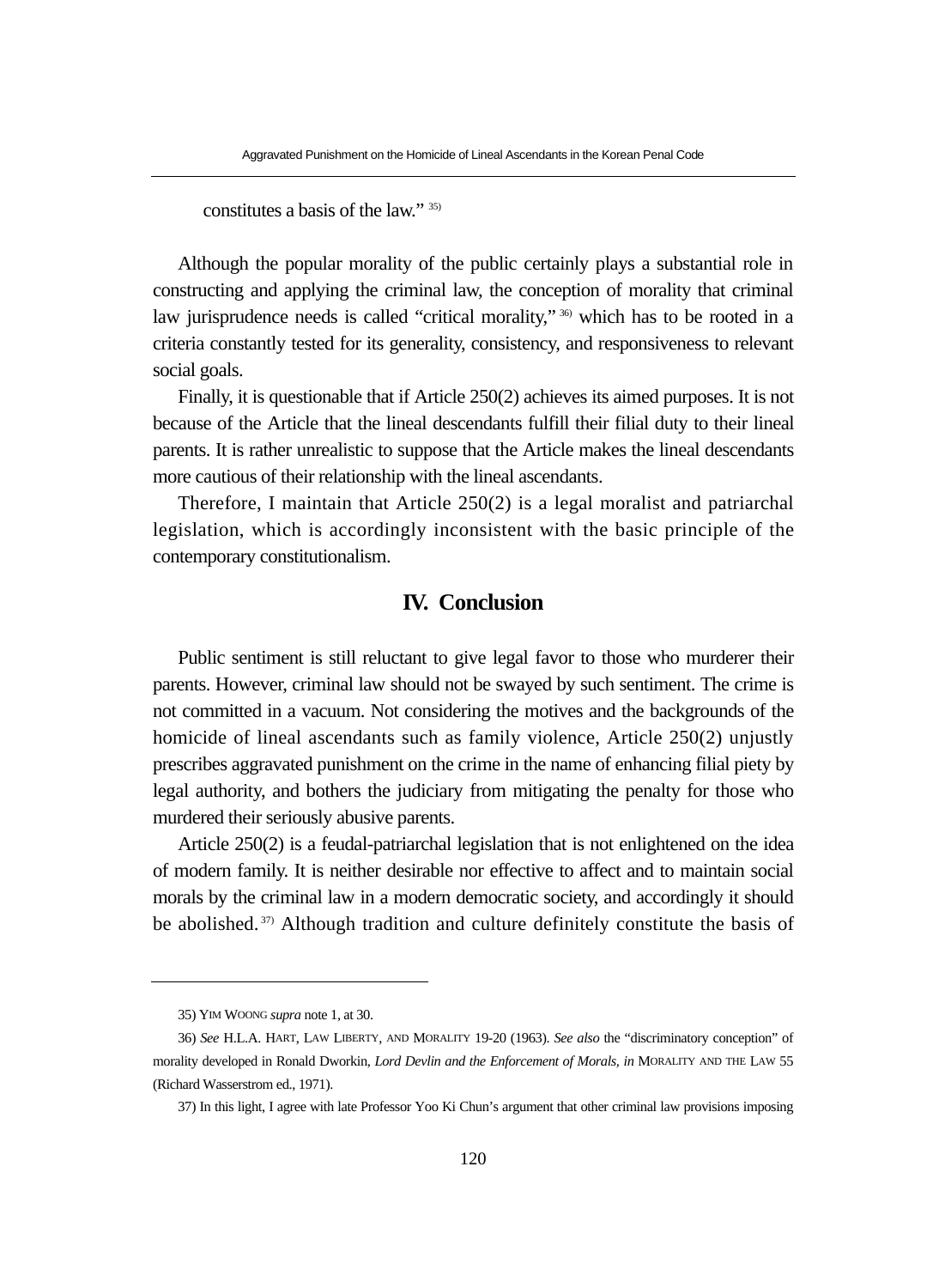constitutes a basis of the law." [35]

Although the popular morality of the public certainly plays a substantial role in constructing and applying the criminal law, the conception of morality that criminal law jurisprudence needs is called "critical morality," [36] which has to be rooted in a criteria constantly tested for its generality, consistency, and responsiveness to relevant social goals.

Finally, it is questionable that if Article 250(2) achieves its aimed purposes. It is not because of the Article that the lineal descendants fulfill their filial duty to their lineal parents. It is rather unrealistic to suppose that the Article makes the lineal descendants more cautious of their relationship with the lineal ascendants.

Therefore, I maintain that Article 250(2) is a legal moralist and patriarchal legislation, which is accordingly inconsistent with the basic principle of the contemporary constitutionalism.

## IV. Conclusion

Public sentiment is still reluctant to give legal favor to those who murderer their parents. However, criminal law should not be swayed by such sentiment. The crime is not committed in a vacuum. Not considering the motives and the backgrounds of the homicide of lineal ascendants such as family violence, Article 250(2) unjustly prescribes aggravated punishment on the crime in the name of enhancing filial piety by legal authority, and bothers the judiciary from mitigating the penalty for those who murdered their seriously abusive parents.

Article 250(2) is a feudal-patriarchal legislation that is not enlightened on the idea of modern family. It is neither desirable nor effective to affect and to maintain social morals by the criminal law in a modern democratic society, and accordingly it should be abolished. [37] Although tradition and culture definitely constitute the basis of

---

35) YIM WOONG *supra* note 1, at 30.

36) *See* H.L.A. HART, LAW LIBERTY, AND MORALITY 19-20 (1963). *See also* the "discriminatory conception" of morality developed in Ronald Dworkin, *Lord Devlin and the Enforcement of Morals, in* MORALITY AND THE LAW 55 (Richard Wasserstrom ed., 1971).

37) In this light, I agree with late Professor Yoo Ki Chun's argument that other criminal law provisions imposing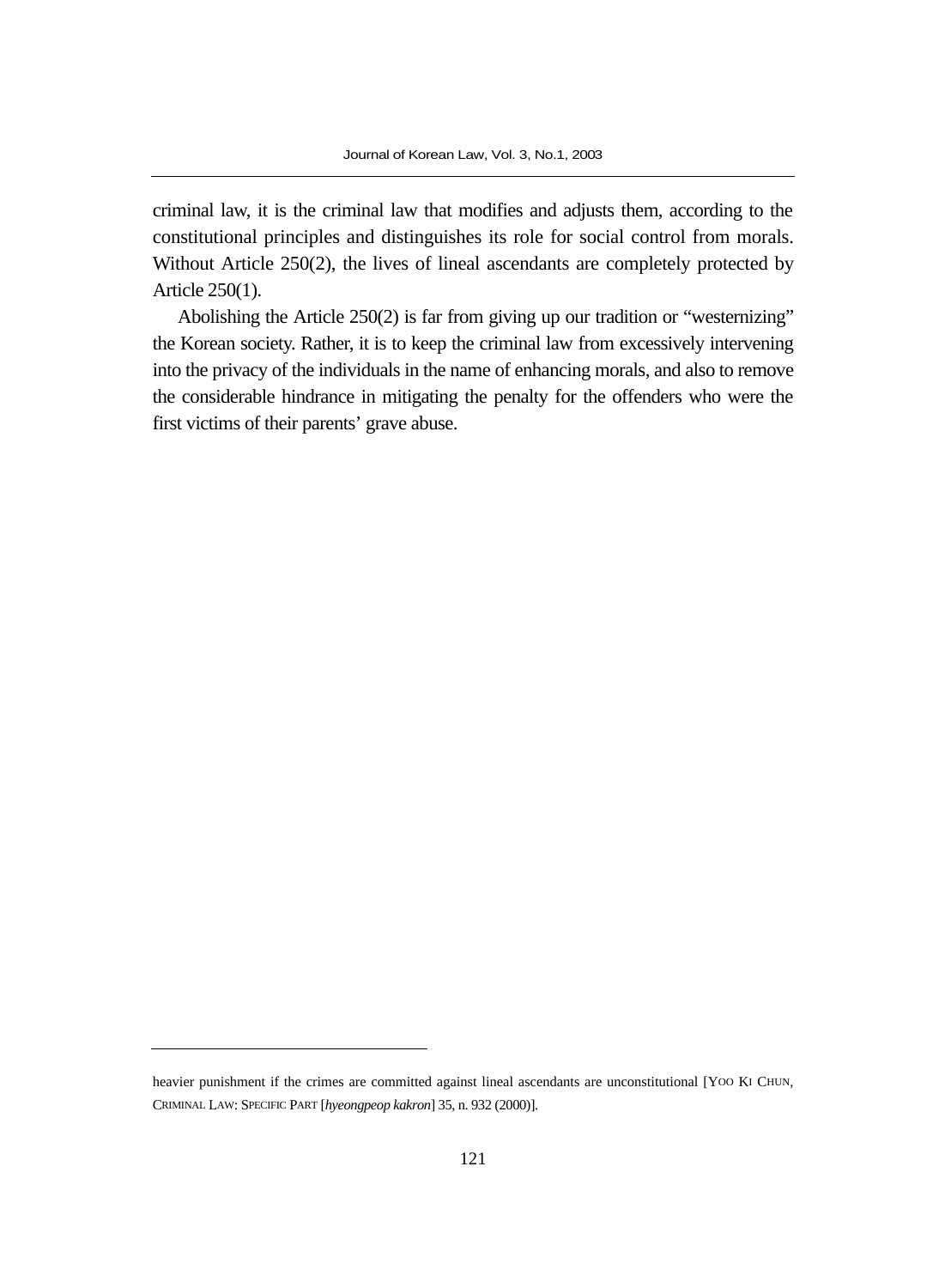criminal law, it is the criminal law that modifies and adjusts them, according to the constitutional principles and distinguishes its role for social control from morals. Without Article 250(2), the lives of lineal ascendants are completely protected by Article 250(1).

Abolishing the Article 250(2) is far from giving up our tradition or "westernizing" the Korean society. Rather, it is to keep the criminal law from excessively intervening into the privacy of the individuals in the name of enhancing morals, and also to remove the considerable hindrance in mitigating the penalty for the offenders who were the first victims of their parents' grave abuse.

---

heavier punishment if the crimes are committed against lineal ascendants are unconstitutional [YOO KI CHUN, CRIMINAL LAW: SPECIFIC PART [*hyeongpeop kakron*] 35, n. 932 (2000)].